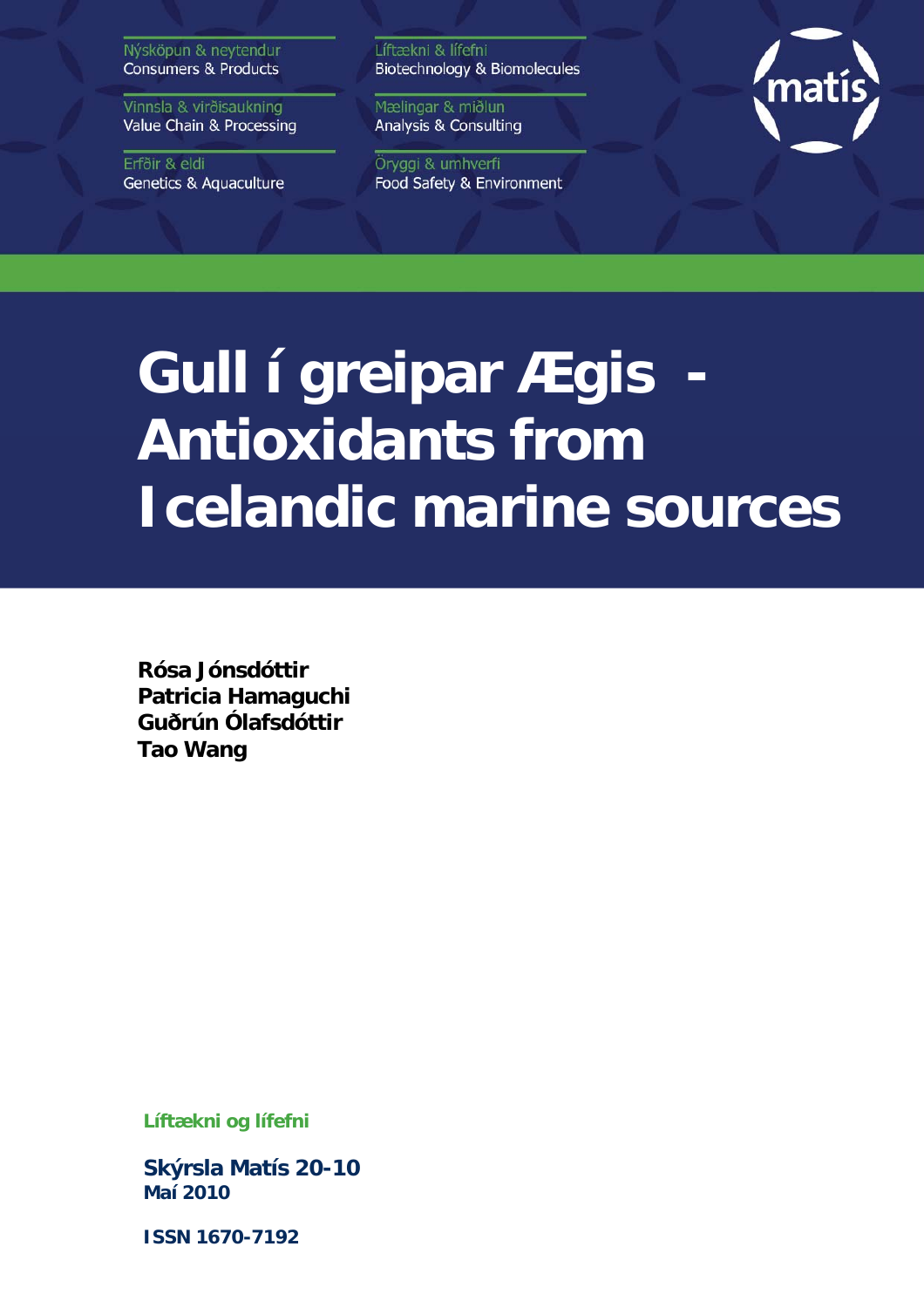Nýsköpun & neytendur
Consumers & Products

Vinnsla & virðisaukning
Value Chain & Processing

Erfðir & eldi
Genetics & Aquaculture

Líftækni & lífefni
Biotechnology & Biomolecules

Mælingar & miðlun
Analysis & Consulting

Öryggi & umhverfi
Food Safety & Environment

matís

# Gull í greipar Ægis - Antioxidants from Icelandic marine sources

**Rósa Jónsdóttir**
**Patricia Hamaguchi**
**Guðrún Ólafsdóttir**
**Tao Wang**

**Líftækni og lífefni**

**Skýrsla Matís 20-10**
**Maí 2010**

**ISSN 1670-7192**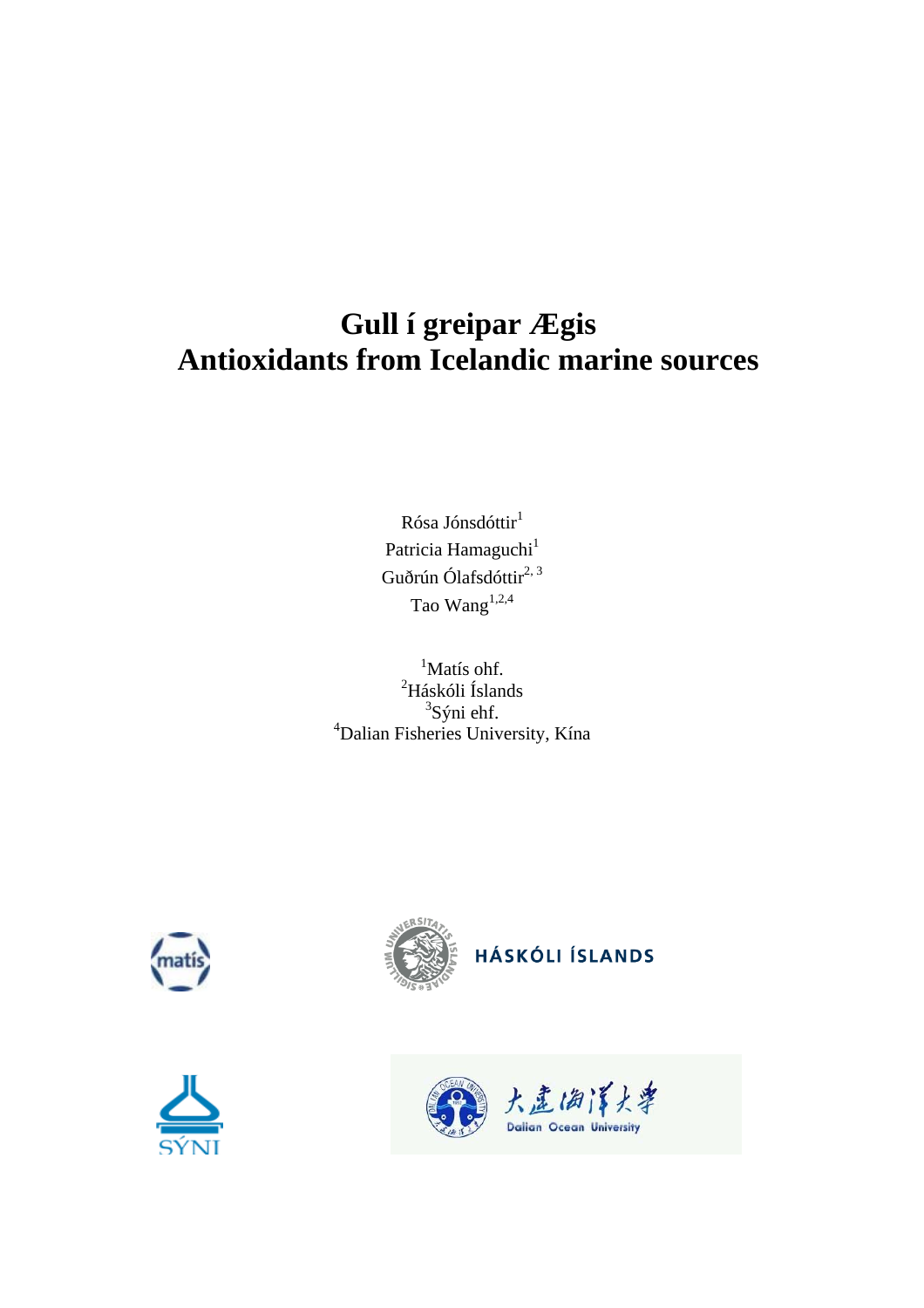# Gull í greipar Ægis
# Antioxidants from Icelandic marine sources

Rósa Jónsdóttir[1]
Patricia Hamaguchi[1]
Guðrún Ólafsdóttir[2, 3]
Tao Wang[1,2,4]

[1]Matís ohf.
[2]Háskóli Íslands
[3]Sýni ehf.
[4]Dalian Fisheries University, Kína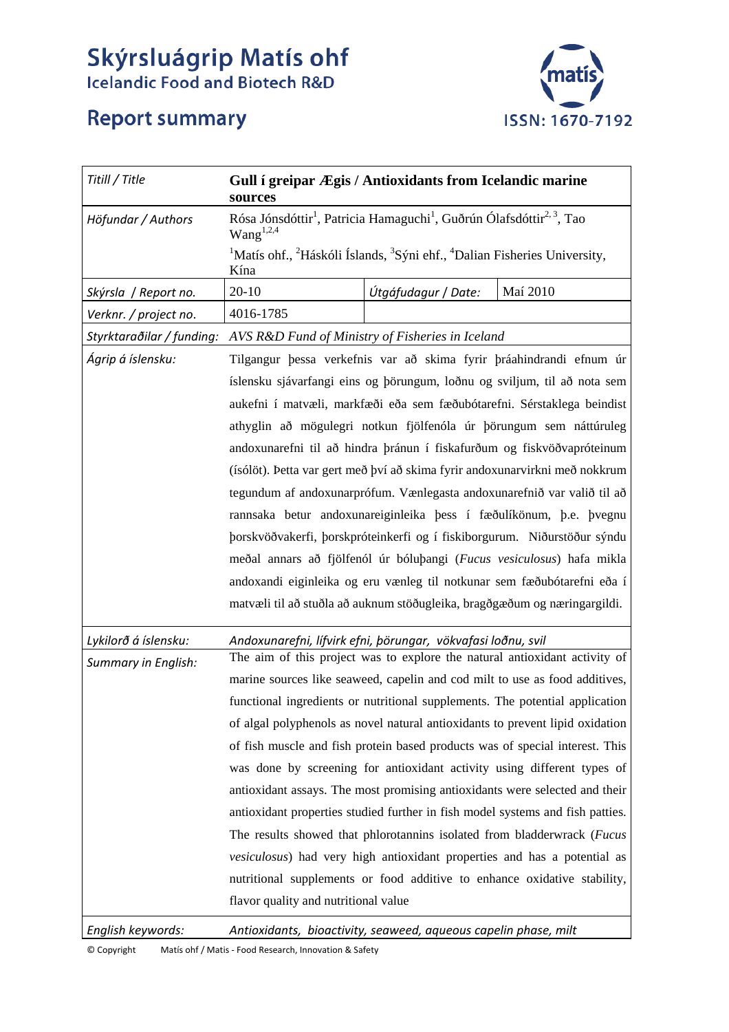# Skýrsluágrip Matís ohf
Icelandic Food and Biotech R&D

## Report summary

ISSN: 1670-7192

| Titill / Title | **Gull í greipar Ægis / Antioxidants from Icelandic marine sources** | | |
|---|---|---|---|
| Höfundar / Authors | Rósa Jónsdóttir[1], Patricia Hamaguchi[1], Guðrún Ólafsdóttir[2, 3], Tao Wang[1,2,4]<br>[1]Matís ohf., [2]Háskóli Íslands, [3]Sýni ehf., [4]Dalian Fisheries University, Kína | | |
| Skýrsla / Report no. | 20-10 | Útgáfudagur / Date: | Maí 2010 |
| Verknr. / project no. | 4016-1785 | | |
| Styrktaraðilar / funding: | *AVS R&D Fund of Ministry of Fisheries in Iceland* | | |
| Ágrip á íslensku: | Tilgangur þessa verkefnis var að skima fyrir þráahindrandi efnum úr íslensku sjávarfangi eins og þörungum, loðnu og sviljum, til að nota sem aukefni í matvæli, markfæði eða sem fæðubótarefni. Sérstaklega beindist athyglin að mögulegri notkun fjölfenóla úr þörungum sem náttúruleg andoxunarefni til að hindra þránun í fiskafurðum og fiskvöðvapróteinum (ísólöt). Þetta var gert með því að skima fyrir andoxunarvirkni með nokkrum tegundum af andoxunarprófum. Vænlegasta andoxunarefnið var valið til að rannsaka betur andoxunareiginleika þess í fæðulíkönum, þ.e. þvegnu þorskvöðvakerfi, þorskpróteinkerfi og í fiskiborgurum. Niðurstöður sýndu meðal annars að fjölfenól úr bóluþangi (*Fucus vesiculosus*) hafa mikla andoxandi eiginleika og eru vænleg til notkunar sem fæðubótarefni eða í matvæli til að stuðla að auknum stöðugleika, bragðgæðum og næringargildi. | | |
| Lykilorð á íslensku: | *Andoxunarefni, lífvirk efni, þörungar, vökvafasi loðnu, svil* | | |
| Summary in English: | The aim of this project was to explore the natural antioxidant activity of marine sources like seaweed, capelin and cod milt to use as food additives, functional ingredients or nutritional supplements. The potential application of algal polyphenols as novel natural antioxidants to prevent lipid oxidation of fish muscle and fish protein based products was of special interest. This was done by screening for antioxidant activity using different types of antioxidant assays. The most promising antioxidants were selected and their antioxidant properties studied further in fish model systems and fish patties. The results showed that phlorotannins isolated from bladderwrack (*Fucus vesiculosus*) had very high antioxidant properties and has a potential as nutritional supplements or food additive to enhance oxidative stability, flavor quality and nutritional value | | |
| English keywords: | *Antioxidants, bioactivity, seaweed, aqueous capelin phase, milt* | | |

© Copyright Matís ohf / Matis - Food Research, Innovation & Safety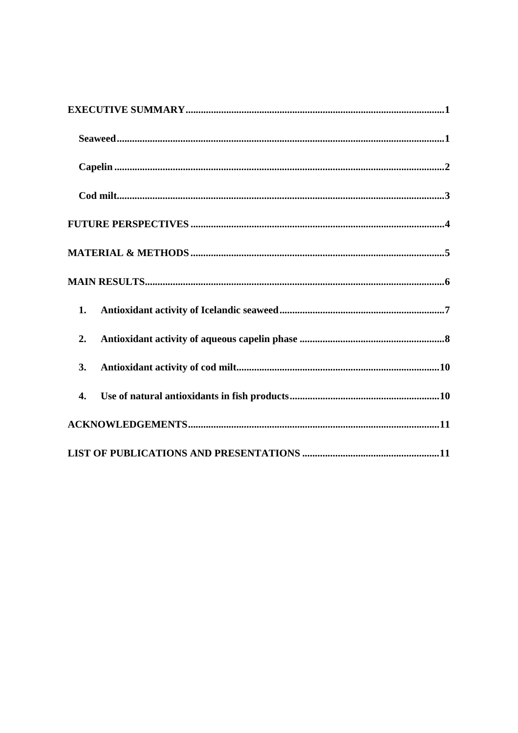EXECUTIVE SUMMARY....................................................................................................1

Seaweed................................................................................................................1

Capelin.................................................................................................................2

Cod milt................................................................................................................3

FUTURE PERSPECTIVES..................................................................................................4

MATERIAL & METHODS..................................................................................................5

MAIN RESULTS....................................................................................................................6

1. Antioxidant activity of Icelandic seaweed................................................................7

2. Antioxidant activity of aqueous capelin phase.........................................................8

3. Antioxidant activity of cod milt...............................................................................10

4. Use of natural antioxidants in fish products...........................................................10

ACKNOWLEDGEMENTS.................................................................................................11

LIST OF PUBLICATIONS AND PRESENTATIONS.....................................................11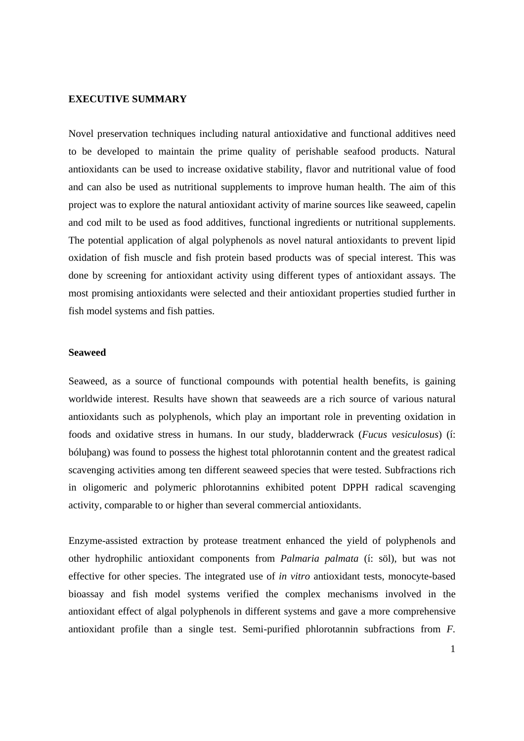## EXECUTIVE SUMMARY

Novel preservation techniques including natural antioxidative and functional additives need to be developed to maintain the prime quality of perishable seafood products. Natural antioxidants can be used to increase oxidative stability, flavor and nutritional value of food and can also be used as nutritional supplements to improve human health. The aim of this project was to explore the natural antioxidant activity of marine sources like seaweed, capelin and cod milt to be used as food additives, functional ingredients or nutritional supplements. The potential application of algal polyphenols as novel natural antioxidants to prevent lipid oxidation of fish muscle and fish protein based products was of special interest. This was done by screening for antioxidant activity using different types of antioxidant assays. The most promising antioxidants were selected and their antioxidant properties studied further in fish model systems and fish patties.

### Seaweed

Seaweed, as a source of functional compounds with potential health benefits, is gaining worldwide interest. Results have shown that seaweeds are a rich source of various natural antioxidants such as polyphenols, which play an important role in preventing oxidation in foods and oxidative stress in humans. In our study, bladderwrack (*Fucus vesiculosus*) (í: bóluþang) was found to possess the highest total phlorotannin content and the greatest radical scavenging activities among ten different seaweed species that were tested. Subfractions rich in oligomeric and polymeric phlorotannins exhibited potent DPPH radical scavenging activity, comparable to or higher than several commercial antioxidants.

Enzyme-assisted extraction by protease treatment enhanced the yield of polyphenols and other hydrophilic antioxidant components from *Palmaria palmata* (í: söl), but was not effective for other species. The integrated use of *in vitro* antioxidant tests, monocyte-based bioassay and fish model systems verified the complex mechanisms involved in the antioxidant effect of algal polyphenols in different systems and gave a more comprehensive antioxidant profile than a single test. Semi-purified phlorotannin subfractions from *F.*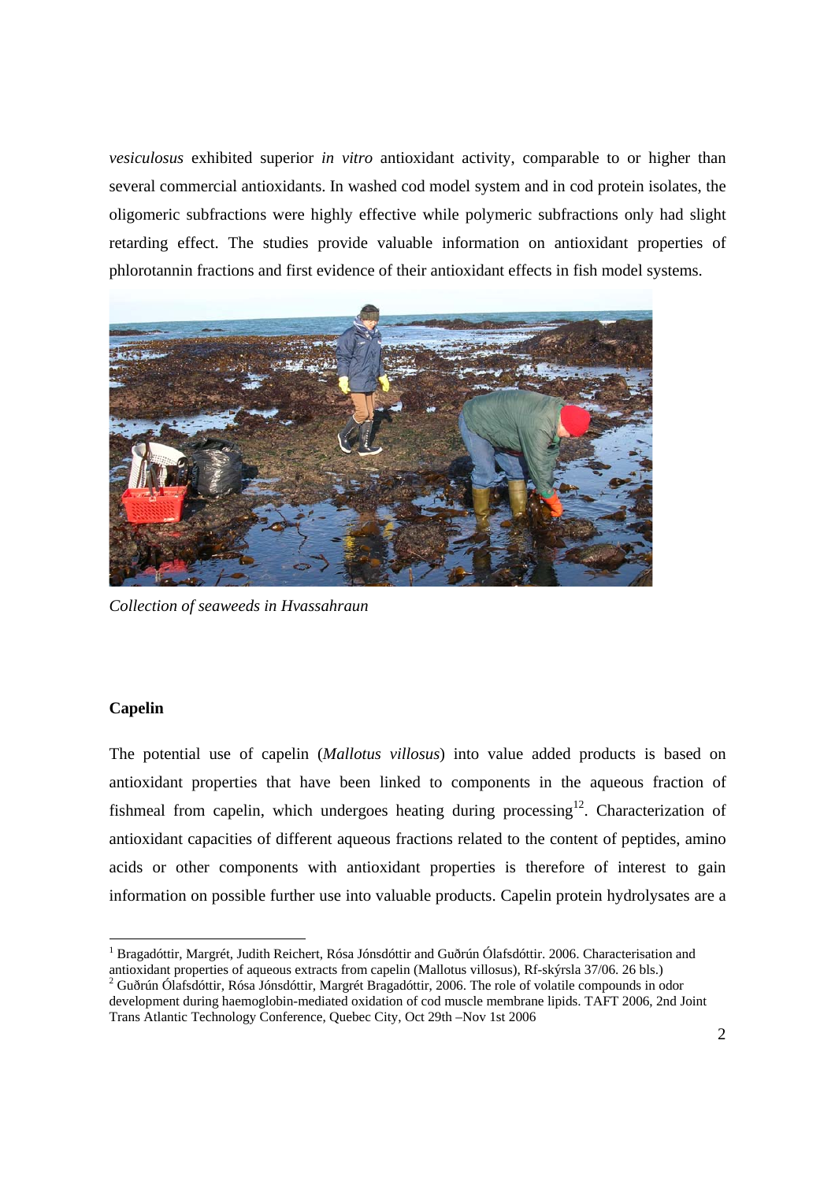*vesiculosus* exhibited superior *in vitro* antioxidant activity, comparable to or higher than several commercial antioxidants. In washed cod model system and in cod protein isolates, the oligomeric subfractions were highly effective while polymeric subfractions only had slight retarding effect. The studies provide valuable information on antioxidant properties of phlorotannin fractions and first evidence of their antioxidant effects in fish model systems.

*Collection of seaweeds in Hvassahraun*

**Capelin**

The potential use of capelin (*Mallotus villosus*) into value added products is based on antioxidant properties that have been linked to components in the aqueous fraction of fishmeal from capelin, which undergoes heating during processing[12]. Characterization of antioxidant capacities of different aqueous fractions related to the content of peptides, amino acids or other components with antioxidant properties is therefore of interest to gain information on possible further use into valuable products. Capelin protein hydrolysates are a

---

[1] Bragadóttir, Margrét, Judith Reichert, Rósa Jónsdóttir and Guðrún Ólafsdóttir. 2006. Characterisation and antioxidant properties of aqueous extracts from capelin (Mallotus villosus), Rf-skýrsla 37/06. 26 bls.)

[2] Guðrún Ólafsdóttir, Rósa Jónsdóttir, Margrét Bragadóttir, 2006. The role of volatile compounds in odor development during haemoglobin-mediated oxidation of cod muscle membrane lipids. TAFT 2006, 2nd Joint Trans Atlantic Technology Conference, Quebec City, Oct 29th –Nov 1st 2006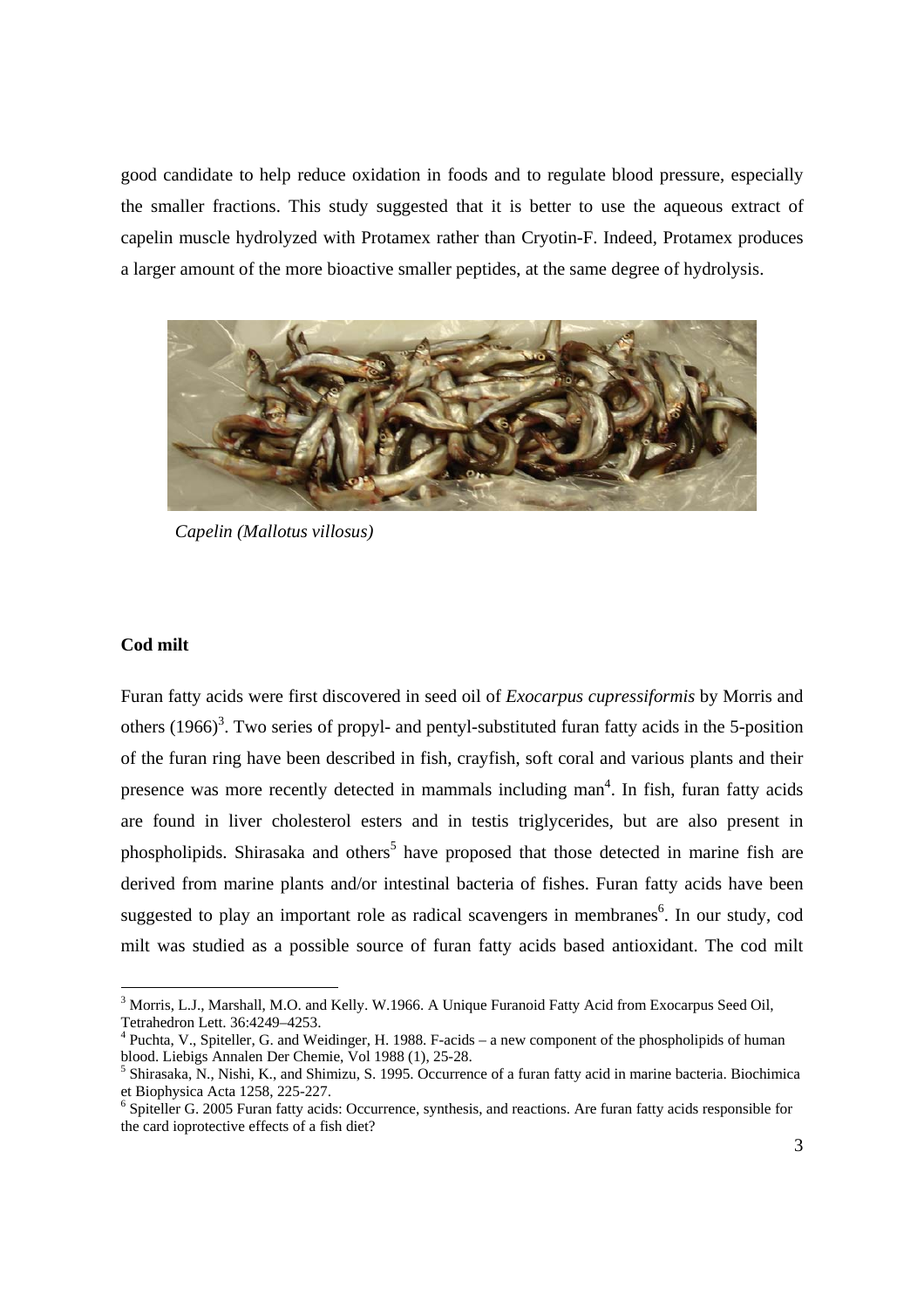good candidate to help reduce oxidation in foods and to regulate blood pressure, especially the smaller fractions. This study suggested that it is better to use the aqueous extract of capelin muscle hydrolyzed with Protamex rather than Cryotin-F. Indeed, Protamex produces a larger amount of the more bioactive smaller peptides, at the same degree of hydrolysis.

*Capelin (Mallotus villosus)*

**Cod milt**

Furan fatty acids were first discovered in seed oil of *Exocarpus cupressiformis* by Morris and others (1966)[3]. Two series of propyl- and pentyl-substituted furan fatty acids in the 5-position of the furan ring have been described in fish, crayfish, soft coral and various plants and their presence was more recently detected in mammals including man[4]. In fish, furan fatty acids are found in liver cholesterol esters and in testis triglycerides, but are also present in phospholipids. Shirasaka and others[5] have proposed that those detected in marine fish are derived from marine plants and/or intestinal bacteria of fishes. Furan fatty acids have been suggested to play an important role as radical scavengers in membranes[6]. In our study, cod milt was studied as a possible source of furan fatty acids based antioxidant. The cod milt

[3] Morris, L.J., Marshall, M.O. and Kelly. W.1966. A Unique Furanoid Fatty Acid from Exocarpus Seed Oil, Tetrahedron Lett. 36:4249–4253.

[4] Puchta, V., Spiteller, G. and Weidinger, H. 1988. F-acids – a new component of the phospholipids of human blood. Liebigs Annalen Der Chemie, Vol 1988 (1), 25-28.

[5] Shirasaka, N., Nishi, K., and Shimizu, S. 1995. Occurrence of a furan fatty acid in marine bacteria. Biochimica et Biophysica Acta 1258, 225-227.

[6] Spiteller G. 2005 Furan fatty acids: Occurrence, synthesis, and reactions. Are furan fatty acids responsible for the card ioprotective effects of a fish diet?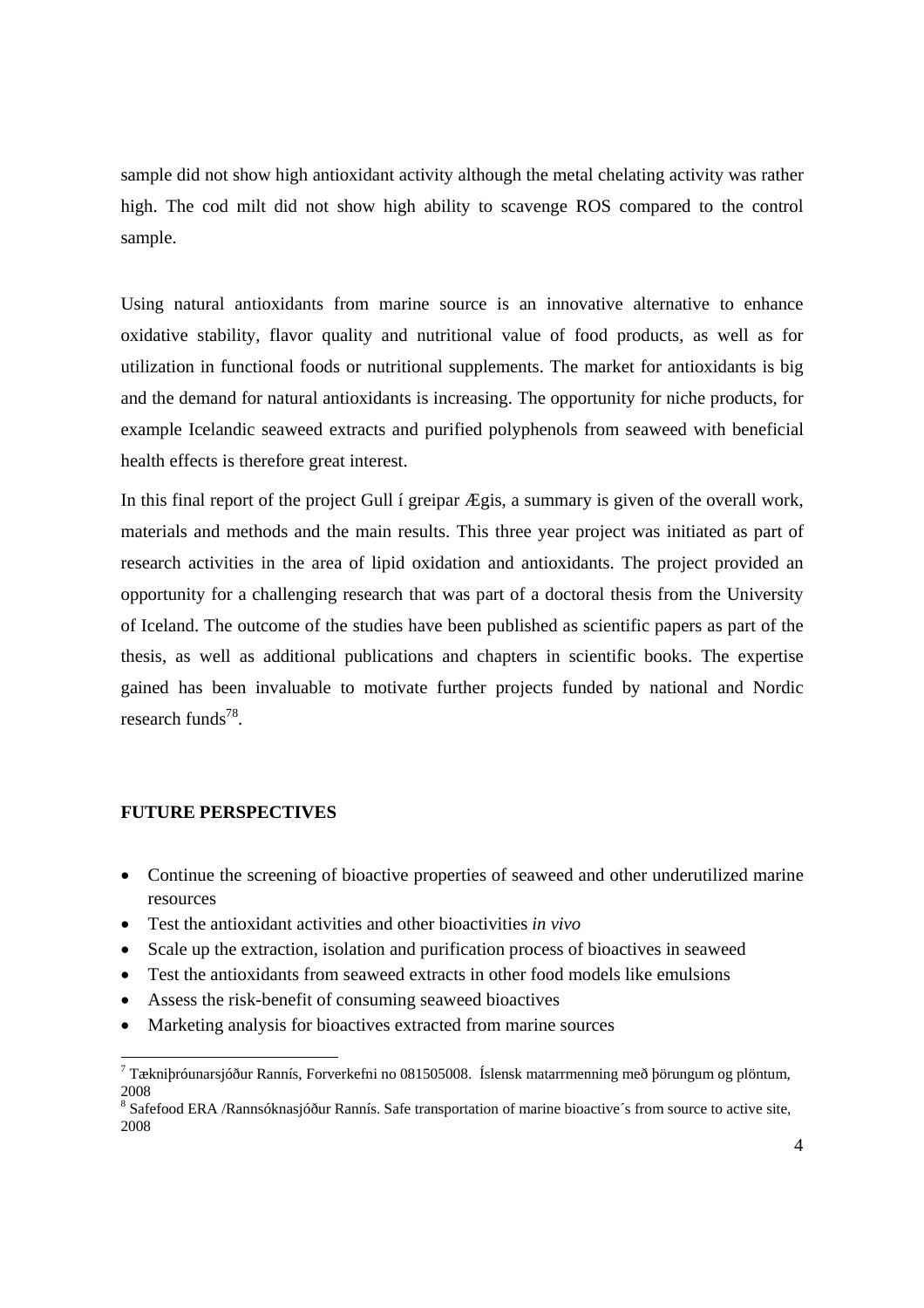sample did not show high antioxidant activity although the metal chelating activity was rather high. The cod milt did not show high ability to scavenge ROS compared to the control sample.

Using natural antioxidants from marine source is an innovative alternative to enhance oxidative stability, flavor quality and nutritional value of food products, as well as for utilization in functional foods or nutritional supplements. The market for antioxidants is big and the demand for natural antioxidants is increasing. The opportunity for niche products, for example Icelandic seaweed extracts and purified polyphenols from seaweed with beneficial health effects is therefore great interest.

In this final report of the project Gull í greipar Ægis, a summary is given of the overall work, materials and methods and the main results. This three year project was initiated as part of research activities in the area of lipid oxidation and antioxidants. The project provided an opportunity for a challenging research that was part of a doctoral thesis from the University of Iceland. The outcome of the studies have been published as scientific papers as part of the thesis, as well as additional publications and chapters in scientific books. The expertise gained has been invaluable to motivate further projects funded by national and Nordic research funds[7,8].

**FUTURE PERSPECTIVES**

- Continue the screening of bioactive properties of seaweed and other underutilized marine resources
- Test the antioxidant activities and other bioactivities *in vivo*
- Scale up the extraction, isolation and purification process of bioactives in seaweed
- Test the antioxidants from seaweed extracts in other food models like emulsions
- Assess the risk-benefit of consuming seaweed bioactives
- Marketing analysis for bioactives extracted from marine sources

[7] Tækniþróunarsjóður Rannís, Forverkefni no 081505008. Íslensk matarrmenning með þörungum og plöntum, 2008

[8] Safefood ERA /Rannsóknasjóður Rannís. Safe transportation of marine bioactive´s from source to active site, 2008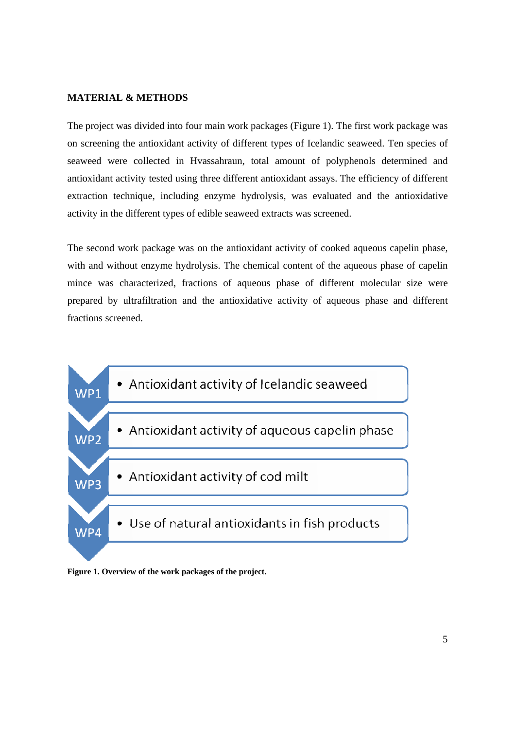## MATERIAL & METHODS

The project was divided into four main work packages (Figure 1). The first work package was on screening the antioxidant activity of different types of Icelandic seaweed. Ten species of seaweed were collected in Hvassahraun, total amount of polyphenols determined and antioxidant activity tested using three different antioxidant assays. The efficiency of different extraction technique, including enzyme hydrolysis, was evaluated and the antioxidative activity in the different types of edible seaweed extracts was screened.

The second work package was on the antioxidant activity of cooked aqueous capelin phase, with and without enzyme hydrolysis. The chemical content of the aqueous phase of capelin mince was characterized, fractions of aqueous phase of different molecular size were prepared by ultrafiltration and the antioxidative activity of aqueous phase and different fractions screened.

- WP1 — Antioxidant activity of Icelandic seaweed
- WP2 — Antioxidant activity of aqueous capelin phase
- WP3 — Antioxidant activity of cod milt
- WP4 — Use of natural antioxidants in fish products

**Figure 1. Overview of the work packages of the project.**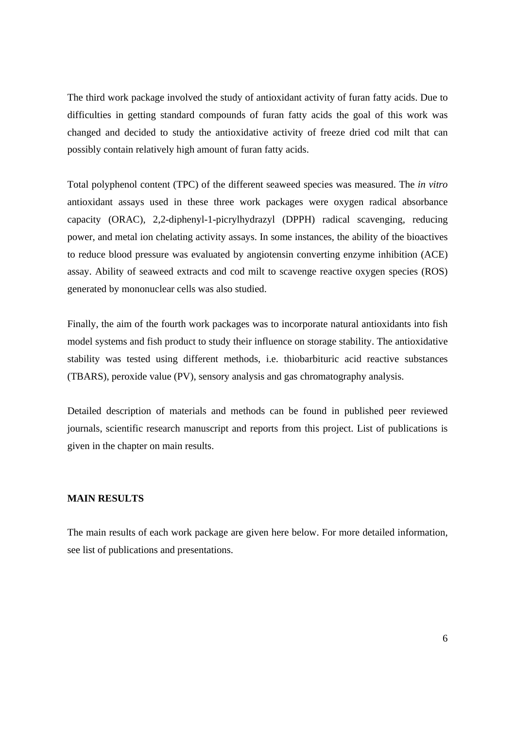The third work package involved the study of antioxidant activity of furan fatty acids. Due to difficulties in getting standard compounds of furan fatty acids the goal of this work was changed and decided to study the antioxidative activity of freeze dried cod milt that can possibly contain relatively high amount of furan fatty acids.

Total polyphenol content (TPC) of the different seaweed species was measured. The *in vitro* antioxidant assays used in these three work packages were oxygen radical absorbance capacity (ORAC), 2,2-diphenyl-1-picrylhydrazyl (DPPH) radical scavenging, reducing power, and metal ion chelating activity assays. In some instances, the ability of the bioactives to reduce blood pressure was evaluated by angiotensin converting enzyme inhibition (ACE) assay. Ability of seaweed extracts and cod milt to scavenge reactive oxygen species (ROS) generated by mononuclear cells was also studied.

Finally, the aim of the fourth work packages was to incorporate natural antioxidants into fish model systems and fish product to study their influence on storage stability. The antioxidative stability was tested using different methods, i.e. thiobarbituric acid reactive substances (TBARS), peroxide value (PV), sensory analysis and gas chromatography analysis.

Detailed description of materials and methods can be found in published peer reviewed journals, scientific research manuscript and reports from this project. List of publications is given in the chapter on main results.

## MAIN RESULTS

The main results of each work package are given here below. For more detailed information, see list of publications and presentations.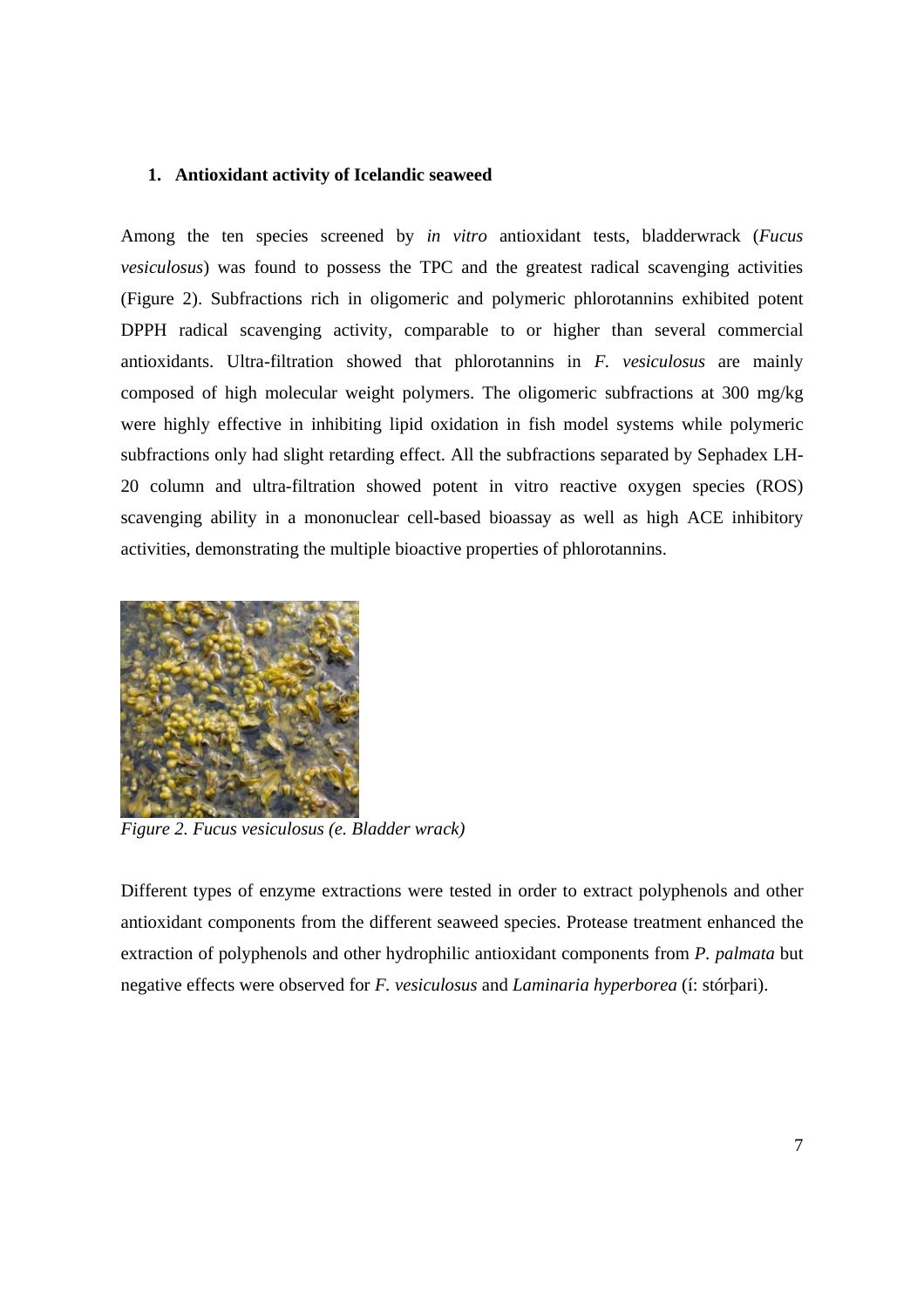## 1. Antioxidant activity of Icelandic seaweed

Among the ten species screened by *in vitro* antioxidant tests, bladderwrack (*Fucus vesiculosus*) was found to possess the TPC and the greatest radical scavenging activities (Figure 2). Subfractions rich in oligomeric and polymeric phlorotannins exhibited potent DPPH radical scavenging activity, comparable to or higher than several commercial antioxidants. Ultra-filtration showed that phlorotannins in *F. vesiculosus* are mainly composed of high molecular weight polymers. The oligomeric subfractions at 300 mg/kg were highly effective in inhibiting lipid oxidation in fish model systems while polymeric subfractions only had slight retarding effect. All the subfractions separated by Sephadex LH-20 column and ultra-filtration showed potent in vitro reactive oxygen species (ROS) scavenging ability in a mononuclear cell-based bioassay as well as high ACE inhibitory activities, demonstrating the multiple bioactive properties of phlorotannins.

*Figure 2. Fucus vesiculosus (e. Bladder wrack)*

Different types of enzyme extractions were tested in order to extract polyphenols and other antioxidant components from the different seaweed species. Protease treatment enhanced the extraction of polyphenols and other hydrophilic antioxidant components from *P. palmata* but negative effects were observed for *F. vesiculosus* and *Laminaria hyperborea* (í: stórþari).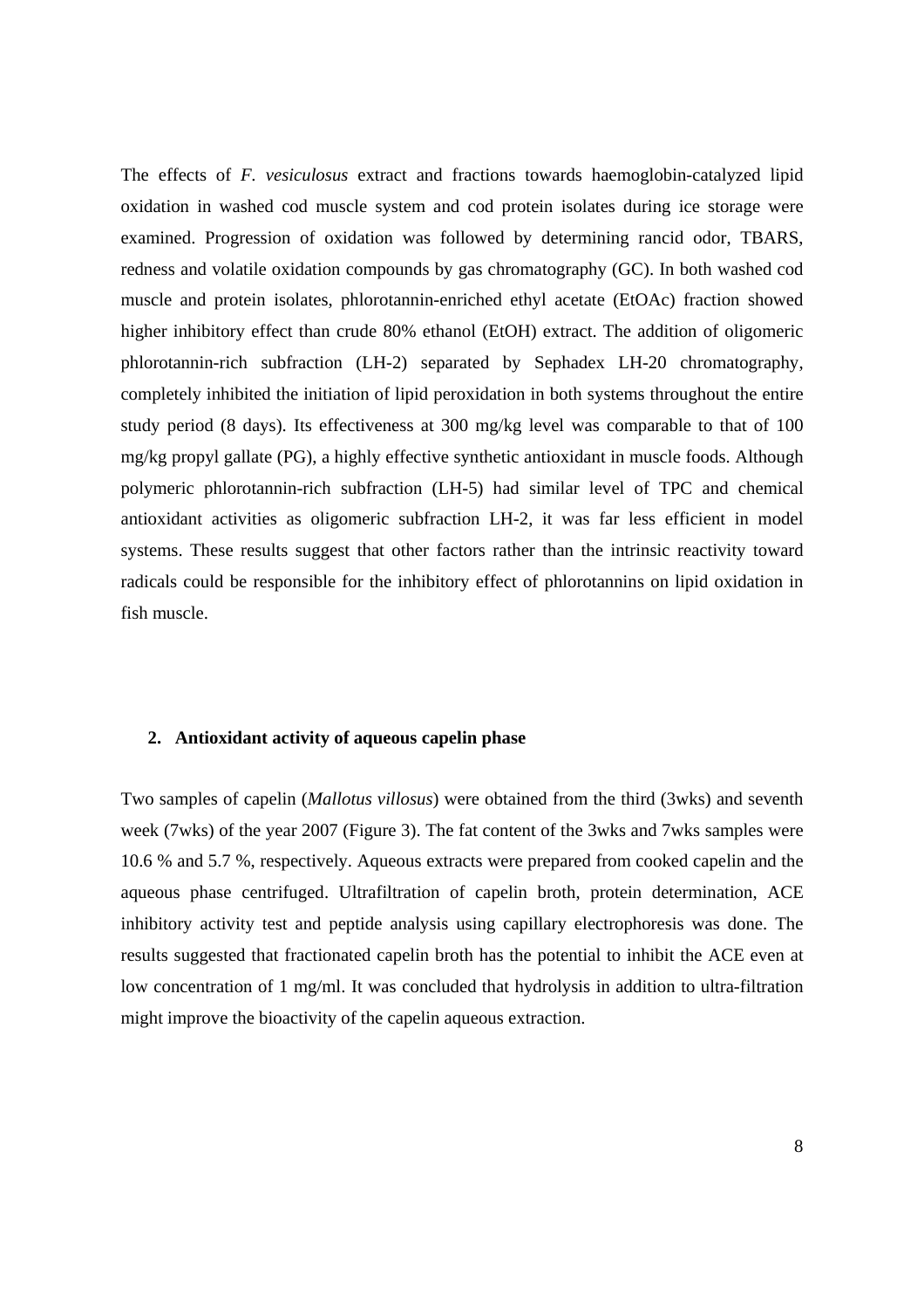The effects of *F. vesiculosus* extract and fractions towards haemoglobin-catalyzed lipid oxidation in washed cod muscle system and cod protein isolates during ice storage were examined. Progression of oxidation was followed by determining rancid odor, TBARS, redness and volatile oxidation compounds by gas chromatography (GC). In both washed cod muscle and protein isolates, phlorotannin-enriched ethyl acetate (EtOAc) fraction showed higher inhibitory effect than crude 80% ethanol (EtOH) extract. The addition of oligomeric phlorotannin-rich subfraction (LH-2) separated by Sephadex LH-20 chromatography, completely inhibited the initiation of lipid peroxidation in both systems throughout the entire study period (8 days). Its effectiveness at 300 mg/kg level was comparable to that of 100 mg/kg propyl gallate (PG), a highly effective synthetic antioxidant in muscle foods. Although polymeric phlorotannin-rich subfraction (LH-5) had similar level of TPC and chemical antioxidant activities as oligomeric subfraction LH-2, it was far less efficient in model systems. These results suggest that other factors rather than the intrinsic reactivity toward radicals could be responsible for the inhibitory effect of phlorotannins on lipid oxidation in fish muscle.

## 2. Antioxidant activity of aqueous capelin phase

Two samples of capelin (*Mallotus villosus*) were obtained from the third (3wks) and seventh week (7wks) of the year 2007 (Figure 3). The fat content of the 3wks and 7wks samples were 10.6 % and 5.7 %, respectively. Aqueous extracts were prepared from cooked capelin and the aqueous phase centrifuged. Ultrafiltration of capelin broth, protein determination, ACE inhibitory activity test and peptide analysis using capillary electrophoresis was done. The results suggested that fractionated capelin broth has the potential to inhibit the ACE even at low concentration of 1 mg/ml. It was concluded that hydrolysis in addition to ultra-filtration might improve the bioactivity of the capelin aqueous extraction.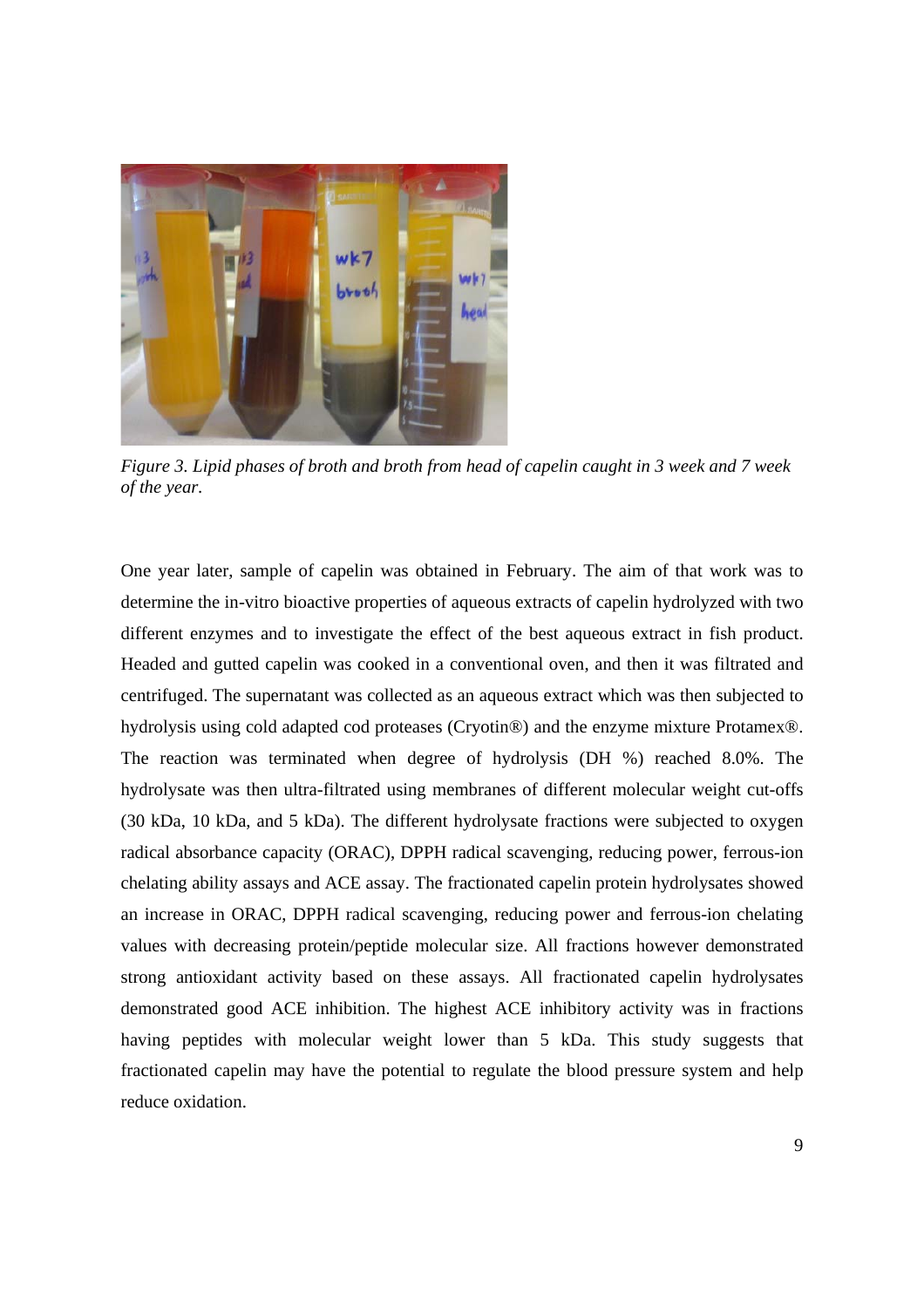*Figure 3. Lipid phases of broth and broth from head of capelin caught in 3 week and 7 week of the year.*

One year later, sample of capelin was obtained in February. The aim of that work was to determine the in-vitro bioactive properties of aqueous extracts of capelin hydrolyzed with two different enzymes and to investigate the effect of the best aqueous extract in fish product. Headed and gutted capelin was cooked in a conventional oven, and then it was filtrated and centrifuged. The supernatant was collected as an aqueous extract which was then subjected to hydrolysis using cold adapted cod proteases (Cryotin®) and the enzyme mixture Protamex®. The reaction was terminated when degree of hydrolysis (DH %) reached 8.0%. The hydrolysate was then ultra-filtrated using membranes of different molecular weight cut-offs (30 kDa, 10 kDa, and 5 kDa). The different hydrolysate fractions were subjected to oxygen radical absorbance capacity (ORAC), DPPH radical scavenging, reducing power, ferrous-ion chelating ability assays and ACE assay. The fractionated capelin protein hydrolysates showed an increase in ORAC, DPPH radical scavenging, reducing power and ferrous-ion chelating values with decreasing protein/peptide molecular size. All fractions however demonstrated strong antioxidant activity based on these assays. All fractionated capelin hydrolysates demonstrated good ACE inhibition. The highest ACE inhibitory activity was in fractions having peptides with molecular weight lower than 5 kDa. This study suggests that fractionated capelin may have the potential to regulate the blood pressure system and help reduce oxidation.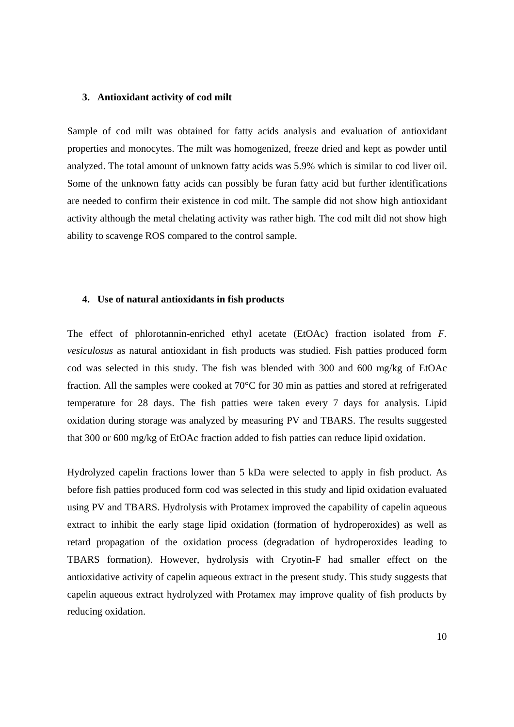## 3. Antioxidant activity of cod milt

Sample of cod milt was obtained for fatty acids analysis and evaluation of antioxidant properties and monocytes. The milt was homogenized, freeze dried and kept as powder until analyzed. The total amount of unknown fatty acids was 5.9% which is similar to cod liver oil. Some of the unknown fatty acids can possibly be furan fatty acid but further identifications are needed to confirm their existence in cod milt. The sample did not show high antioxidant activity although the metal chelating activity was rather high. The cod milt did not show high ability to scavenge ROS compared to the control sample.

## 4. Use of natural antioxidants in fish products

The effect of phlorotannin-enriched ethyl acetate (EtOAc) fraction isolated from *F. vesiculosus* as natural antioxidant in fish products was studied. Fish patties produced form cod was selected in this study. The fish was blended with 300 and 600 mg/kg of EtOAc fraction. All the samples were cooked at 70°C for 30 min as patties and stored at refrigerated temperature for 28 days. The fish patties were taken every 7 days for analysis. Lipid oxidation during storage was analyzed by measuring PV and TBARS. The results suggested that 300 or 600 mg/kg of EtOAc fraction added to fish patties can reduce lipid oxidation.

Hydrolyzed capelin fractions lower than 5 kDa were selected to apply in fish product. As before fish patties produced form cod was selected in this study and lipid oxidation evaluated using PV and TBARS. Hydrolysis with Protamex improved the capability of capelin aqueous extract to inhibit the early stage lipid oxidation (formation of hydroperoxides) as well as retard propagation of the oxidation process (degradation of hydroperoxides leading to TBARS formation). However, hydrolysis with Cryotin-F had smaller effect on the antioxidative activity of capelin aqueous extract in the present study. This study suggests that capelin aqueous extract hydrolyzed with Protamex may improve quality of fish products by reducing oxidation.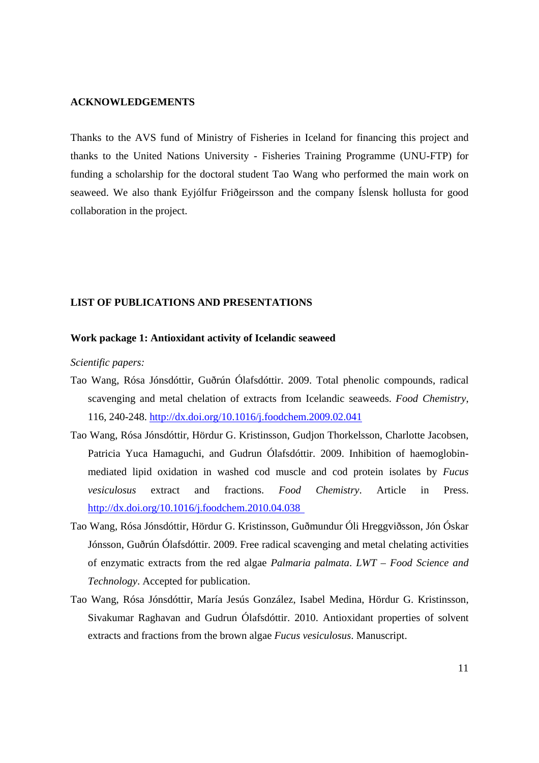## ACKNOWLEDGEMENTS

Thanks to the AVS fund of Ministry of Fisheries in Iceland for financing this project and thanks to the United Nations University - Fisheries Training Programme (UNU-FTP) for funding a scholarship for the doctoral student Tao Wang who performed the main work on seaweed. We also thank Eyjólfur Friðgeirsson and the company Íslensk hollusta for good collaboration in the project.

## LIST OF PUBLICATIONS AND PRESENTATIONS

### Work package 1: Antioxidant activity of Icelandic seaweed

*Scientific papers:*

Tao Wang, Rósa Jónsdóttir, Guðrún Ólafsdóttir. 2009. Total phenolic compounds, radical scavenging and metal chelation of extracts from Icelandic seaweeds. *Food Chemistry*, 116, 240-248. http://dx.doi.org/10.1016/j.foodchem.2009.02.041

Tao Wang, Rósa Jónsdóttir, Hördur G. Kristinsson, Gudjon Thorkelsson, Charlotte Jacobsen, Patricia Yuca Hamaguchi, and Gudrun Ólafsdóttir. 2009. Inhibition of haemoglobin-mediated lipid oxidation in washed cod muscle and cod protein isolates by *Fucus vesiculosus* extract and fractions. *Food Chemistry*. Article in Press. http://dx.doi.org/10.1016/j.foodchem.2010.04.038

Tao Wang, Rósa Jónsdóttir, Hördur G. Kristinsson, Guðmundur Óli Hreggviðsson, Jón Óskar Jónsson, Guðrún Ólafsdóttir. 2009. Free radical scavenging and metal chelating activities of enzymatic extracts from the red algae *Palmaria palmata*. *LWT – Food Science and Technology*. Accepted for publication.

Tao Wang, Rósa Jónsdóttir, María Jesús González, Isabel Medina, Hördur G. Kristinsson, Sivakumar Raghavan and Gudrun Ólafsdóttir. 2010. Antioxidant properties of solvent extracts and fractions from the brown algae *Fucus vesiculosus*. Manuscript.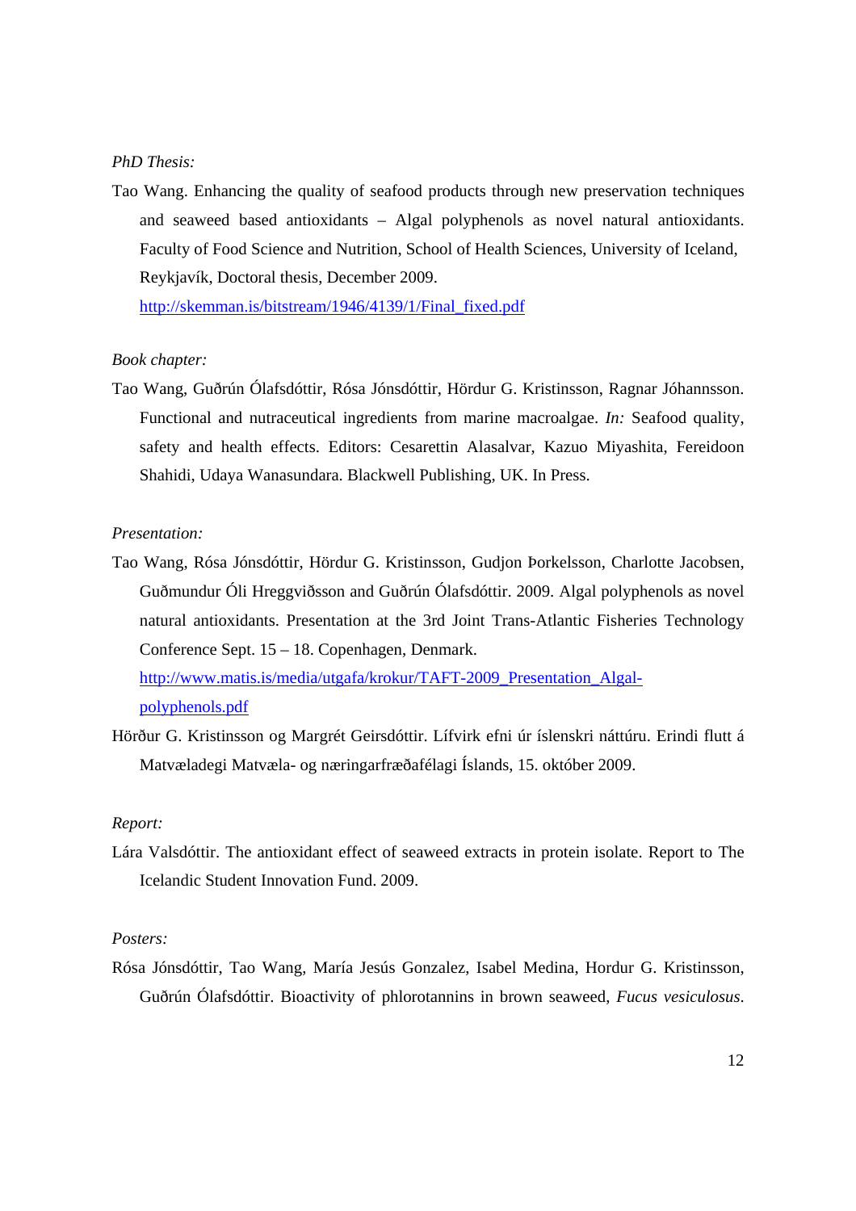*PhD Thesis:*

Tao Wang. Enhancing the quality of seafood products through new preservation techniques and seaweed based antioxidants – Algal polyphenols as novel natural antioxidants. Faculty of Food Science and Nutrition, School of Health Sciences, University of Iceland, Reykjavík, Doctoral thesis, December 2009. http://skemman.is/bitstream/1946/4139/1/Final_fixed.pdf

*Book chapter:*

Tao Wang, Guðrún Ólafsdóttir, Rósa Jónsdóttir, Hördur G. Kristinsson, Ragnar Jóhannsson. Functional and nutraceutical ingredients from marine macroalgae. *In:* Seafood quality, safety and health effects. Editors: Cesarettin Alasalvar, Kazuo Miyashita, Fereidoon Shahidi, Udaya Wanasundara. Blackwell Publishing, UK. In Press.

*Presentation:*

Tao Wang, Rósa Jónsdóttir, Hördur G. Kristinsson, Gudjon Þorkelsson, Charlotte Jacobsen, Guðmundur Óli Hreggviðsson and Guðrún Ólafsdóttir. 2009. Algal polyphenols as novel natural antioxidants. Presentation at the 3rd Joint Trans-Atlantic Fisheries Technology Conference Sept. 15 – 18. Copenhagen, Denmark. http://www.matis.is/media/utgafa/krokur/TAFT-2009_Presentation_Algal-polyphenols.pdf

Hörður G. Kristinsson og Margrét Geirsdóttir. Lífvirk efni úr íslenskri náttúru. Erindi flutt á Matvæladegi Matvæla- og næringarfræðafélagi Íslands, 15. október 2009.

*Report:*

Lára Valsdóttir. The antioxidant effect of seaweed extracts in protein isolate. Report to The Icelandic Student Innovation Fund. 2009.

*Posters:*

Rósa Jónsdóttir, Tao Wang, María Jesús Gonzalez, Isabel Medina, Hordur G. Kristinsson, Guðrún Ólafsdóttir. Bioactivity of phlorotannins in brown seaweed, *Fucus vesiculosus*.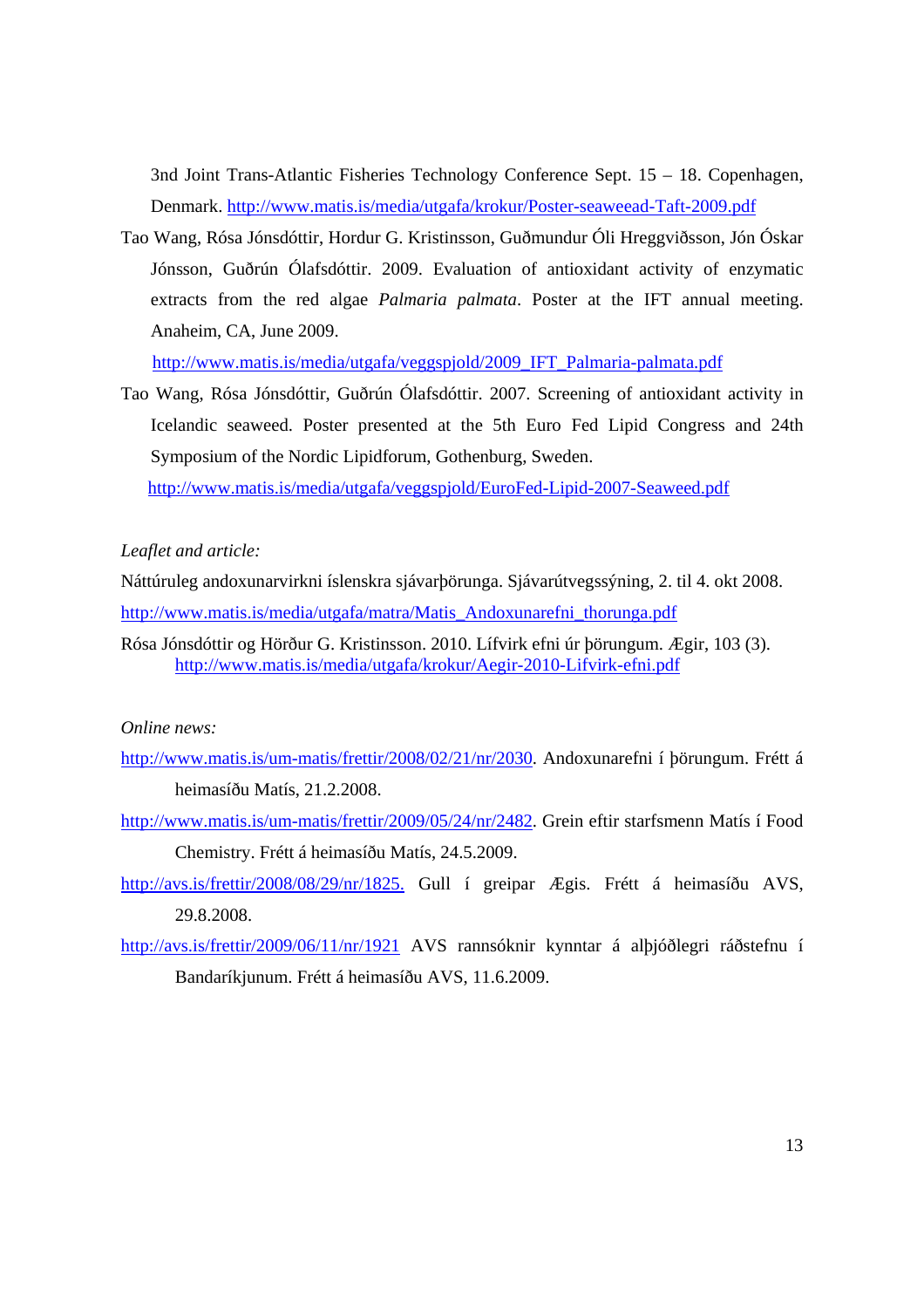3nd Joint Trans-Atlantic Fisheries Technology Conference Sept. 15 – 18. Copenhagen, Denmark. http://www.matis.is/media/utgafa/krokur/Poster-seaweead-Taft-2009.pdf

Tao Wang, Rósa Jónsdóttir, Hordur G. Kristinsson, Guðmundur Óli Hreggviðsson, Jón Óskar Jónsson, Guðrún Ólafsdóttir. 2009. Evaluation of antioxidant activity of enzymatic extracts from the red algae *Palmaria palmata*. Poster at the IFT annual meeting. Anaheim, CA, June 2009. http://www.matis.is/media/utgafa/veggspjold/2009_IFT_Palmaria-palmata.pdf

Tao Wang, Rósa Jónsdóttir, Guðrún Ólafsdóttir. 2007. Screening of antioxidant activity in Icelandic seaweed. Poster presented at the 5th Euro Fed Lipid Congress and 24th Symposium of the Nordic Lipidforum, Gothenburg, Sweden. http://www.matis.is/media/utgafa/veggspjold/EuroFed-Lipid-2007-Seaweed.pdf

*Leaflet and article:*

Náttúruleg andoxunarvirkni íslenskra sjávarþörunga. Sjávarútvegssýning, 2. til 4. okt 2008. http://www.matis.is/media/utgafa/matra/Matis_Andoxunarefni_thorunga.pdf

Rósa Jónsdóttir og Hörður G. Kristinsson. 2010. Lífvirk efni úr þörungum. Ægir, 103 (3). http://www.matis.is/media/utgafa/krokur/Aegir-2010-Lifvirk-efni.pdf

*Online news:*

http://www.matis.is/um-matis/frettir/2008/02/21/nr/2030. Andoxunarefni í þörungum. Frétt á heimasíðu Matís, 21.2.2008.

http://www.matis.is/um-matis/frettir/2009/05/24/nr/2482. Grein eftir starfsmenn Matís í Food Chemistry. Frétt á heimasíðu Matís, 24.5.2009.

http://avs.is/frettir/2008/08/29/nr/1825. Gull í greipar Ægis. Frétt á heimasíðu AVS, 29.8.2008.

http://avs.is/frettir/2009/06/11/nr/1921 AVS rannsóknir kynntar á alþjóðlegri ráðstefnu í Bandaríkjunum. Frétt á heimasíðu AVS, 11.6.2009.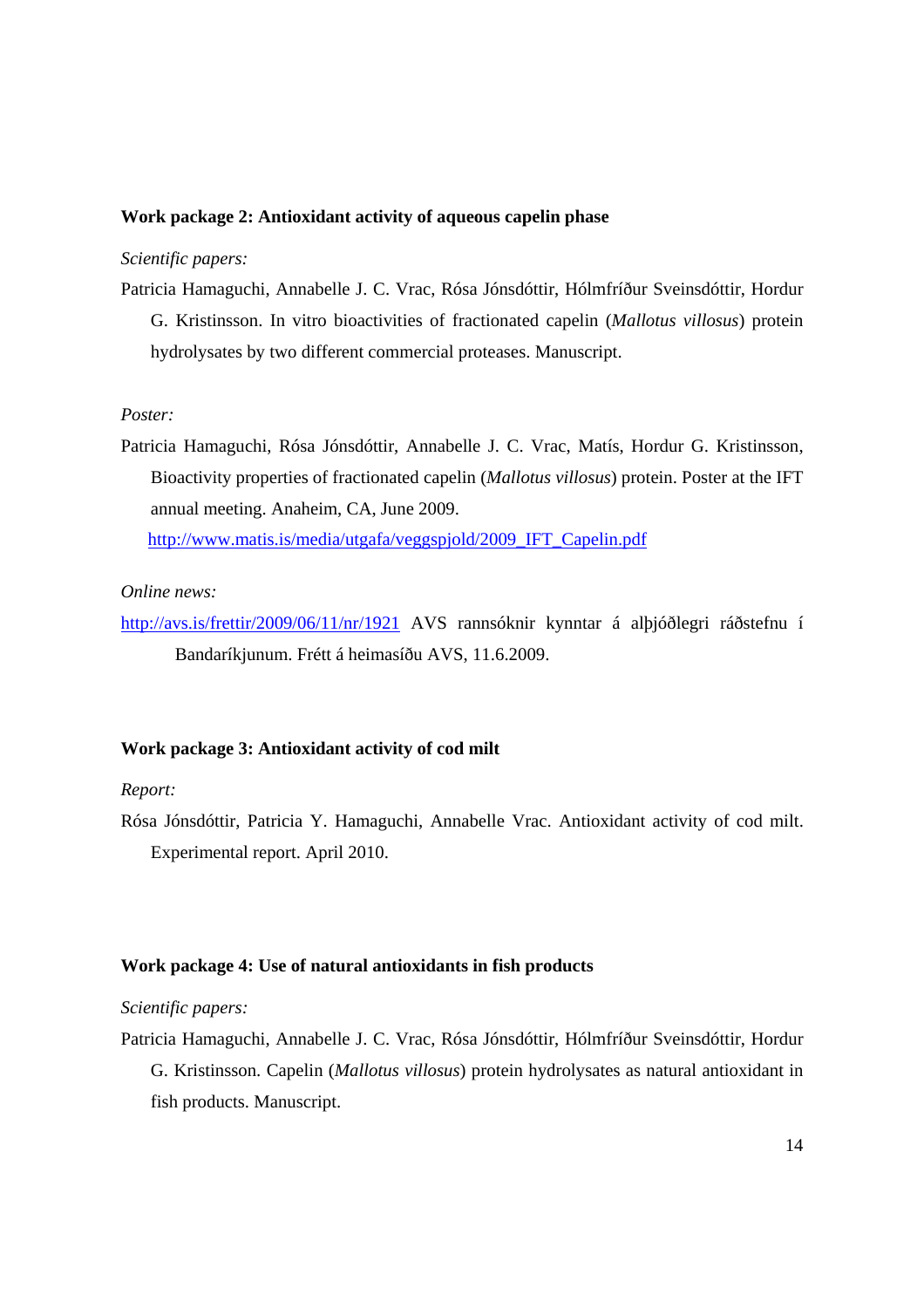**Work package 2: Antioxidant activity of aqueous capelin phase**

*Scientific papers:*

Patricia Hamaguchi, Annabelle J. C. Vrac, Rósa Jónsdóttir, Hólmfríður Sveinsdóttir, Hordur G. Kristinsson. In vitro bioactivities of fractionated capelin (*Mallotus villosus*) protein hydrolysates by two different commercial proteases. Manuscript.

*Poster:*

Patricia Hamaguchi, Rósa Jónsdóttir, Annabelle J. C. Vrac, Matís, Hordur G. Kristinsson, Bioactivity properties of fractionated capelin (*Mallotus villosus*) protein. Poster at the IFT annual meeting. Anaheim, CA, June 2009. http://www.matis.is/media/utgafa/veggspjold/2009_IFT_Capelin.pdf

*Online news:*

http://avs.is/frettir/2009/06/11/nr/1921 AVS rannsóknir kynntar á alþjóðlegri ráðstefnu í Bandaríkjunum. Frétt á heimasíðu AVS, 11.6.2009.

**Work package 3: Antioxidant activity of cod milt**

*Report:*

Rósa Jónsdóttir, Patricia Y. Hamaguchi, Annabelle Vrac. Antioxidant activity of cod milt. Experimental report. April 2010.

**Work package 4: Use of natural antioxidants in fish products**

*Scientific papers:*

Patricia Hamaguchi, Annabelle J. C. Vrac, Rósa Jónsdóttir, Hólmfríður Sveinsdóttir, Hordur G. Kristinsson. Capelin (*Mallotus villosus*) protein hydrolysates as natural antioxidant in fish products. Manuscript.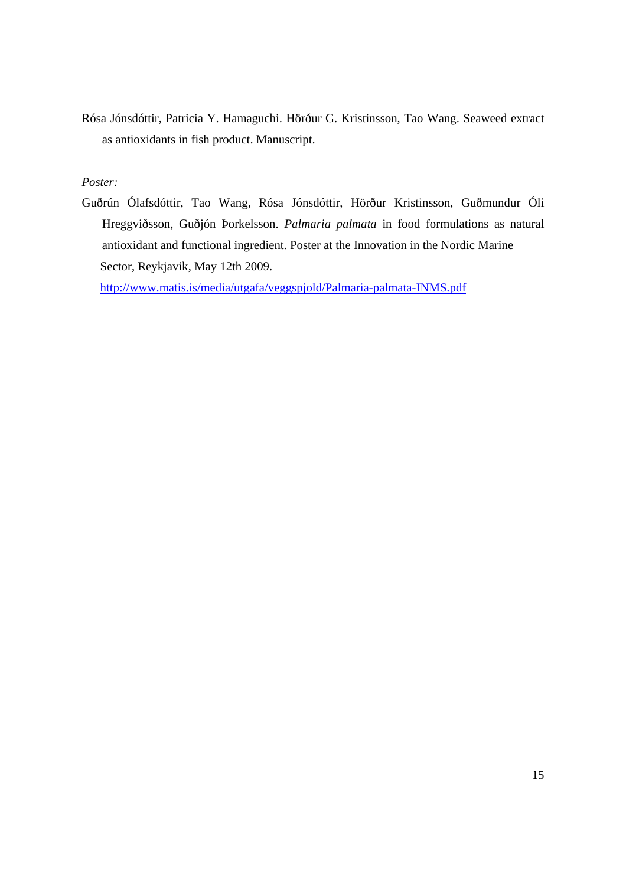Rósa Jónsdóttir, Patricia Y. Hamaguchi. Hörður G. Kristinsson, Tao Wang. Seaweed extract as antioxidants in fish product. Manuscript.

*Poster:*

Guðrún Ólafsdóttir, Tao Wang, Rósa Jónsdóttir, Hörður Kristinsson, Guðmundur Óli Hreggviðsson, Guðjón Þorkelsson. *Palmaria palmata* in food formulations as natural antioxidant and functional ingredient. Poster at the Innovation in the Nordic Marine Sector, Reykjavik, May 12th 2009.

http://www.matis.is/media/utgafa/veggspjold/Palmaria-palmata-INMS.pdf